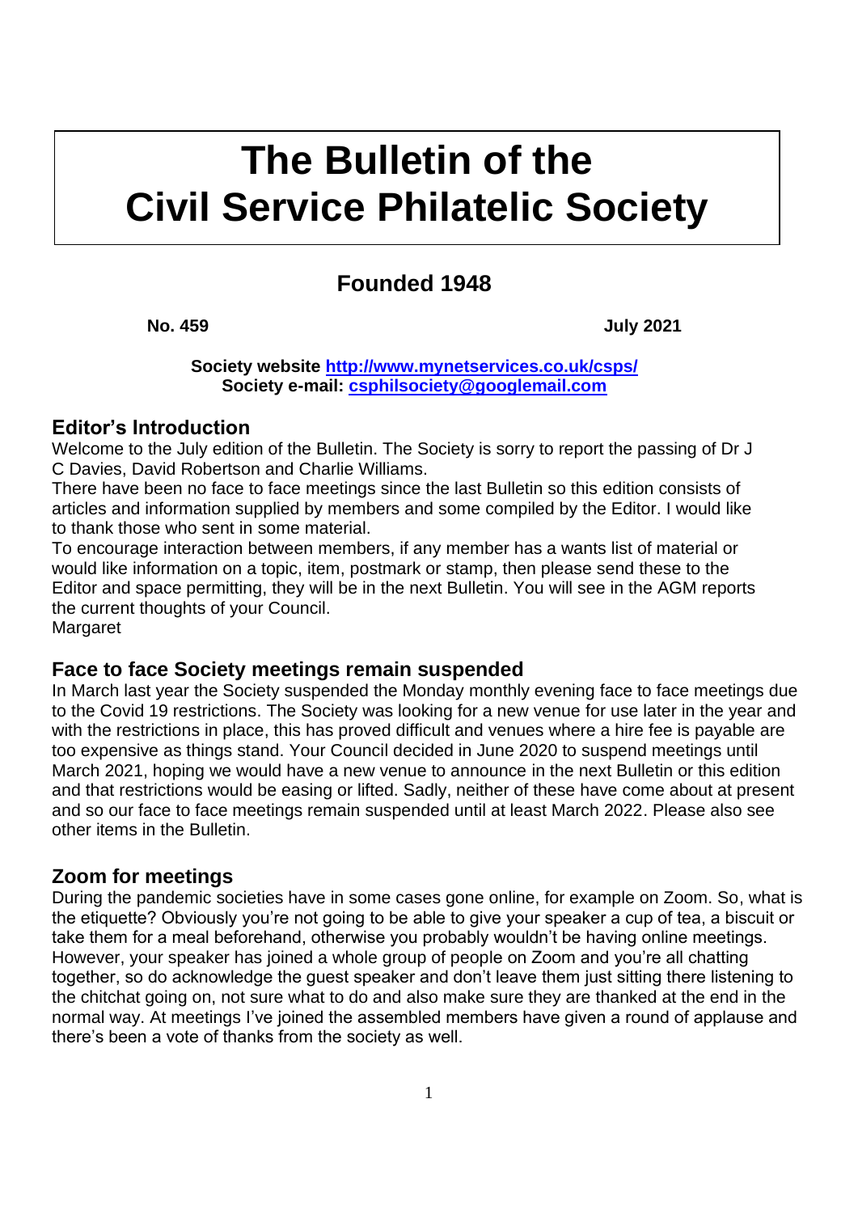# The Bulletin of the Civil Service Philatelic Society

## Founded 1948

**No. 459** **July 2021**

**Society website [http://www.mynetservices.co.uk/csps/](http://www.mynetservices.co.uk/csps/)**
**Society e-mail: [csphilsociety@googlemail.com](mailto:csphilsociety@googlemail.com)**

## Editor's Introduction

Welcome to the July edition of the Bulletin. The Society is sorry to report the passing of Dr J C Davies, David Robertson and Charlie Williams.

There have been no face to face meetings since the last Bulletin so this edition consists of articles and information supplied by members and some compiled by the Editor. I would like to thank those who sent in some material.

To encourage interaction between members, if any member has a wants list of material or would like information on a topic, item, postmark or stamp, then please send these to the Editor and space permitting, they will be in the next Bulletin. You will see in the AGM reports the current thoughts of your Council.

Margaret

## Face to face Society meetings remain suspended

In March last year the Society suspended the Monday monthly evening face to face meetings due to the Covid 19 restrictions. The Society was looking for a new venue for use later in the year and with the restrictions in place, this has proved difficult and venues where a hire fee is payable are too expensive as things stand. Your Council decided in June 2020 to suspend meetings until March 2021, hoping we would have a new venue to announce in the next Bulletin or this edition and that restrictions would be easing or lifted. Sadly, neither of these have come about at present and so our face to face meetings remain suspended until at least March 2022. Please also see other items in the Bulletin.

## Zoom for meetings

During the pandemic societies have in some cases gone online, for example on Zoom. So, what is the etiquette? Obviously you're not going to be able to give your speaker a cup of tea, a biscuit or take them for a meal beforehand, otherwise you probably wouldn't be having online meetings. However, your speaker has joined a whole group of people on Zoom and you're all chatting together, so do acknowledge the guest speaker and don't leave them just sitting there listening to the chitchat going on, not sure what to do and also make sure they are thanked at the end in the normal way. At meetings I've joined the assembled members have given a round of applause and there's been a vote of thanks from the society as well.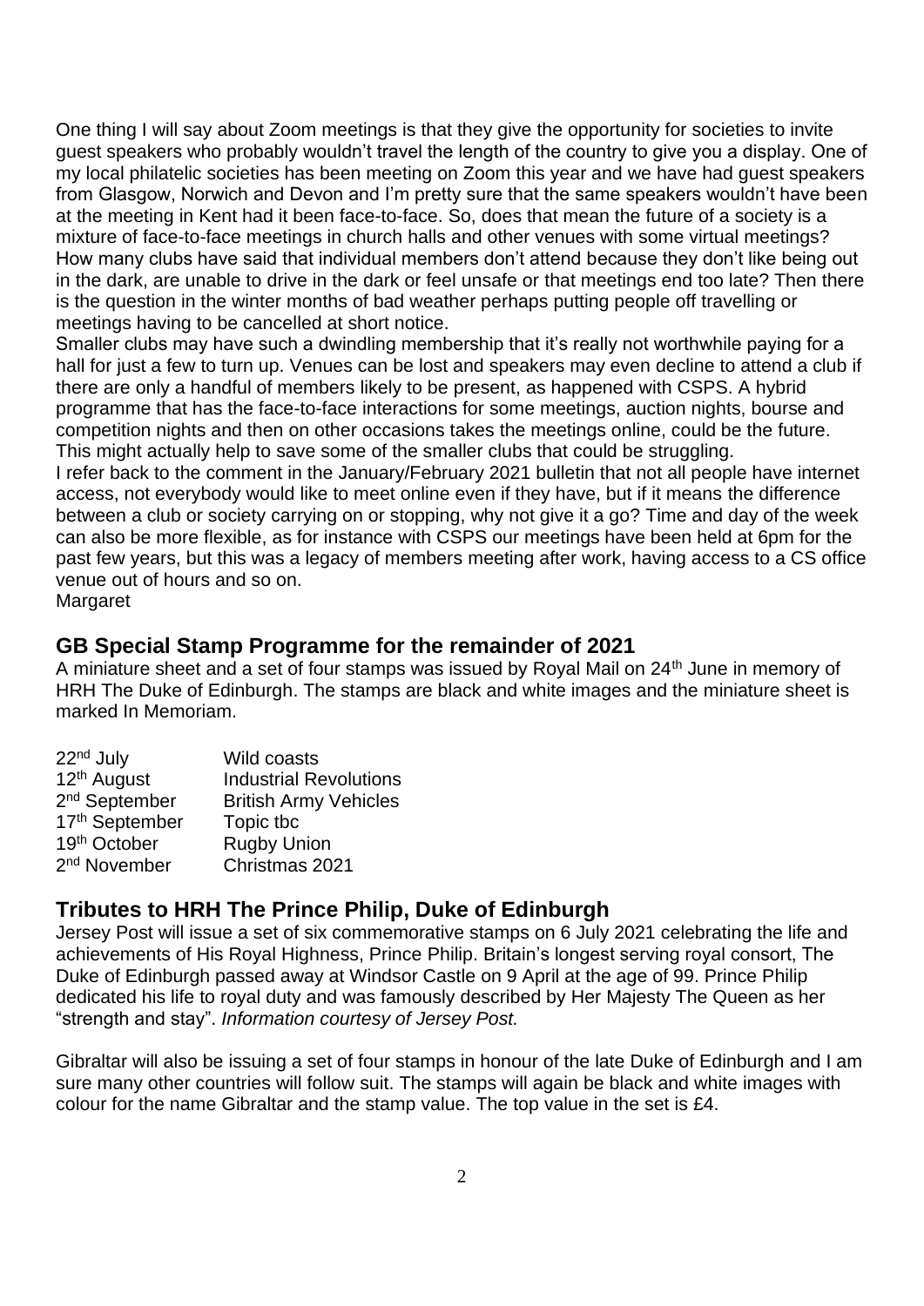One thing I will say about Zoom meetings is that they give the opportunity for societies to invite guest speakers who probably wouldn't travel the length of the country to give you a display. One of my local philatelic societies has been meeting on Zoom this year and we have had guest speakers from Glasgow, Norwich and Devon and I'm pretty sure that the same speakers wouldn't have been at the meeting in Kent had it been face-to-face. So, does that mean the future of a society is a mixture of face-to-face meetings in church halls and other venues with some virtual meetings? How many clubs have said that individual members don't attend because they don't like being out in the dark, are unable to drive in the dark or feel unsafe or that meetings end too late? Then there is the question in the winter months of bad weather perhaps putting people off travelling or meetings having to be cancelled at short notice.

Smaller clubs may have such a dwindling membership that it's really not worthwhile paying for a hall for just a few to turn up. Venues can be lost and speakers may even decline to attend a club if there are only a handful of members likely to be present, as happened with CSPS. A hybrid programme that has the face-to-face interactions for some meetings, auction nights, bourse and competition nights and then on other occasions takes the meetings online, could be the future. This might actually help to save some of the smaller clubs that could be struggling.

I refer back to the comment in the January/February 2021 bulletin that not all people have internet access, not everybody would like to meet online even if they have, but if it means the difference between a club or society carrying on or stopping, why not give it a go? Time and day of the week can also be more flexible, as for instance with CSPS our meetings have been held at 6pm for the past few years, but this was a legacy of members meeting after work, having access to a CS office venue out of hours and so on.

Margaret

## GB Special Stamp Programme for the remainder of 2021

A miniature sheet and a set of four stamps was issued by Royal Mail on 24th June in memory of HRH The Duke of Edinburgh. The stamps are black and white images and the miniature sheet is marked In Memoriam.

| | |
|---|---|
| 22nd July | Wild coasts |
| 12th August | Industrial Revolutions |
| 2nd September | British Army Vehicles |
| 17th September | Topic tbc |
| 19th October | Rugby Union |
| 2nd November | Christmas 2021 |

## Tributes to HRH The Prince Philip, Duke of Edinburgh

Jersey Post will issue a set of six commemorative stamps on 6 July 2021 celebrating the life and achievements of His Royal Highness, Prince Philip. Britain's longest serving royal consort, The Duke of Edinburgh passed away at Windsor Castle on 9 April at the age of 99. Prince Philip dedicated his life to royal duty and was famously described by Her Majesty The Queen as her "strength and stay". *Information courtesy of Jersey Post.*

Gibraltar will also be issuing a set of four stamps in honour of the late Duke of Edinburgh and I am sure many other countries will follow suit. The stamps will again be black and white images with colour for the name Gibraltar and the stamp value. The top value in the set is £4.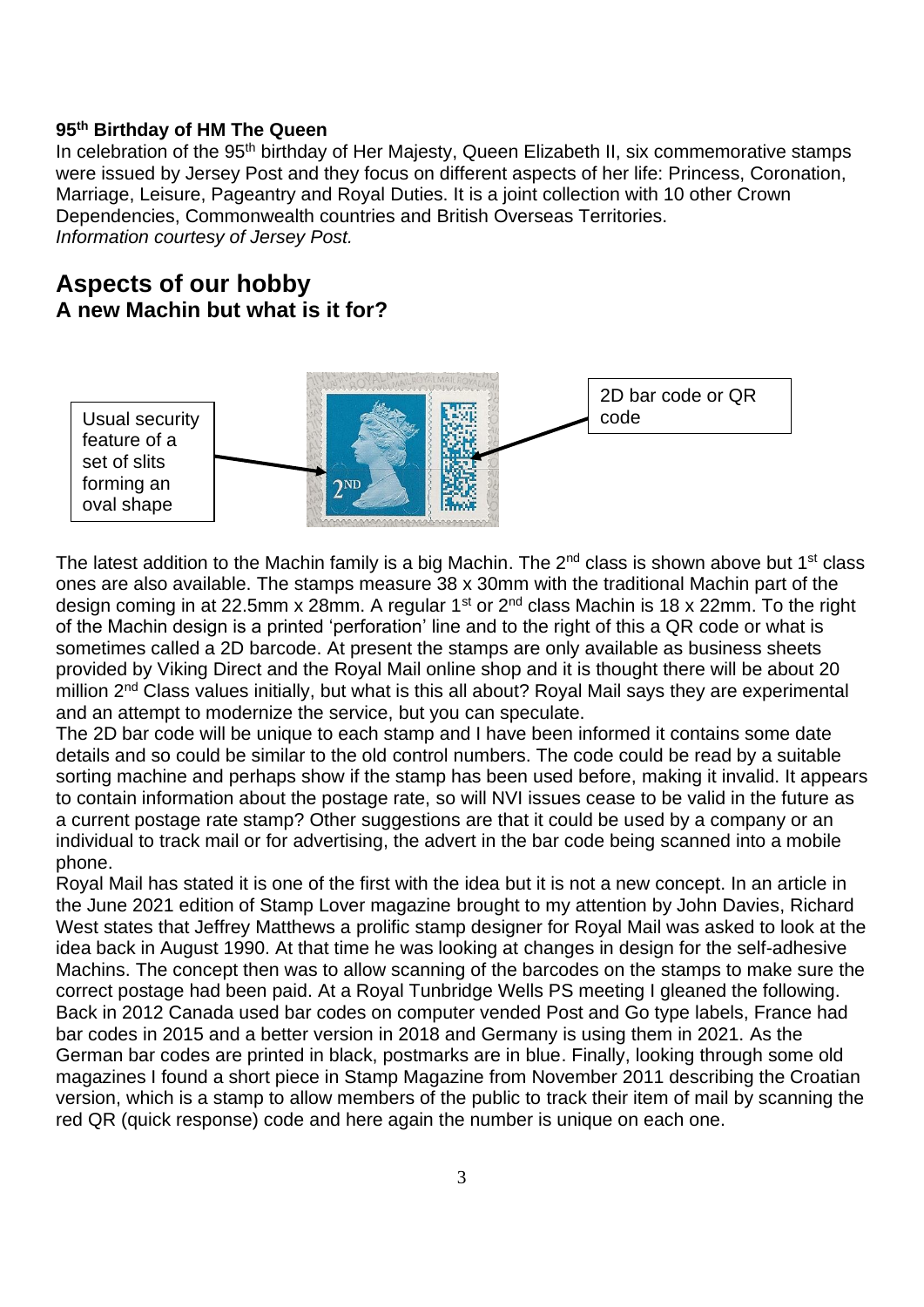**95th Birthday of HM The Queen**

In celebration of the 95th birthday of Her Majesty, Queen Elizabeth II, six commemorative stamps were issued by Jersey Post and they focus on different aspects of her life: Princess, Coronation, Marriage, Leisure, Pageantry and Royal Duties. It is a joint collection with 10 other Crown Dependencies, Commonwealth countries and British Overseas Territories.
*Information courtesy of Jersey Post.*

## Aspects of our hobby

### A new Machin but what is it for?

Usual security feature of a set of slits forming an oval shape

2D bar code or QR code

The latest addition to the Machin family is a big Machin. The 2nd class is shown above but 1st class ones are also available. The stamps measure 38 x 30mm with the traditional Machin part of the design coming in at 22.5mm x 28mm. A regular 1st or 2nd class Machin is 18 x 22mm. To the right of the Machin design is a printed 'perforation' line and to the right of this a QR code or what is sometimes called a 2D barcode. At present the stamps are only available as business sheets provided by Viking Direct and the Royal Mail online shop and it is thought there will be about 20 million 2nd Class values initially, but what is this all about? Royal Mail says they are experimental and an attempt to modernize the service, but you can speculate.

The 2D bar code will be unique to each stamp and I have been informed it contains some date details and so could be similar to the old control numbers. The code could be read by a suitable sorting machine and perhaps show if the stamp has been used before, making it invalid. It appears to contain information about the postage rate, so will NVI issues cease to be valid in the future as a current postage rate stamp? Other suggestions are that it could be used by a company or an individual to track mail or for advertising, the advert in the bar code being scanned into a mobile phone.

Royal Mail has stated it is one of the first with the idea but it is not a new concept. In an article in the June 2021 edition of Stamp Lover magazine brought to my attention by John Davies, Richard West states that Jeffrey Matthews a prolific stamp designer for Royal Mail was asked to look at the idea back in August 1990. At that time he was looking at changes in design for the self-adhesive Machins. The concept then was to allow scanning of the barcodes on the stamps to make sure the correct postage had been paid. At a Royal Tunbridge Wells PS meeting I gleaned the following. Back in 2012 Canada used bar codes on computer vended Post and Go type labels, France had bar codes in 2015 and a better version in 2018 and Germany is using them in 2021. As the German bar codes are printed in black, postmarks are in blue. Finally, looking through some old magazines I found a short piece in Stamp Magazine from November 2011 describing the Croatian version, which is a stamp to allow members of the public to track their item of mail by scanning the red QR (quick response) code and here again the number is unique on each one.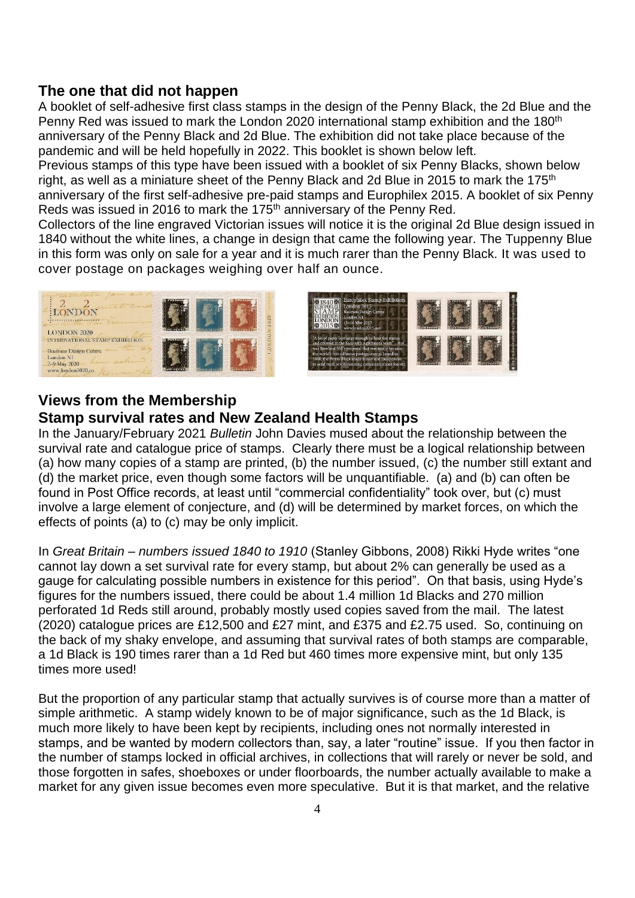## The one that did not happen

A booklet of self-adhesive first class stamps in the design of the Penny Black, the 2d Blue and the Penny Red was issued to mark the London 2020 international stamp exhibition and the 180th anniversary of the Penny Black and 2d Blue. The exhibition did not take place because of the pandemic and will be held hopefully in 2022. This booklet is shown below left.

Previous stamps of this type have been issued with a booklet of six Penny Blacks, shown below right, as well as a miniature sheet of the Penny Black and 2d Blue in 2015 to mark the 175th anniversary of the first self-adhesive pre-paid stamps and Europhilex 2015. A booklet of six Penny Reds was issued in 2016 to mark the 175th anniversary of the Penny Red.

Collectors of the line engraved Victorian issues will notice it is the original 2d Blue design issued in 1840 without the white lines, a change in design that came the following year. The Tuppenny Blue in this form was only on sale for a year and it is much rarer than the Penny Black. It was used to cover postage on packages weighing over half an ounce.

## Views from the Membership

### Stamp survival rates and New Zealand Health Stamps

In the January/February 2021 *Bulletin* John Davies mused about the relationship between the survival rate and catalogue price of stamps. Clearly there must be a logical relationship between (a) how many copies of a stamp are printed, (b) the number issued, (c) the number still extant and (d) the market price, even though some factors will be unquantifiable. (a) and (b) can often be found in Post Office records, at least until "commercial confidentiality" took over, but (c) must involve a large element of conjecture, and (d) will be determined by market forces, on which the effects of points (a) to (c) may be only implicit.

In *Great Britain – numbers issued 1840 to 1910* (Stanley Gibbons, 2008) Rikki Hyde writes "one cannot lay down a set survival rate for every stamp, but about 2% can generally be used as a gauge for calculating possible numbers in existence for this period". On that basis, using Hyde's figures for the numbers issued, there could be about 1.4 million 1d Blacks and 270 million perforated 1d Reds still around, probably mostly used copies saved from the mail. The latest (2020) catalogue prices are £12,500 and £27 mint, and £375 and £2.75 used. So, continuing on the back of my shaky envelope, and assuming that survival rates of both stamps are comparable, a 1d Black is 190 times rarer than a 1d Red but 460 times more expensive mint, but only 135 times more used!

But the proportion of any particular stamp that actually survives is of course more than a matter of simple arithmetic. A stamp widely known to be of major significance, such as the 1d Black, is much more likely to have been kept by recipients, including ones not normally interested in stamps, and be wanted by modern collectors than, say, a later "routine" issue. If you then factor in the number of stamps locked in official archives, in collections that will rarely or never be sold, and those forgotten in safes, shoeboxes or under floorboards, the number actually available to make a market for any given issue becomes even more speculative. But it is that market, and the relative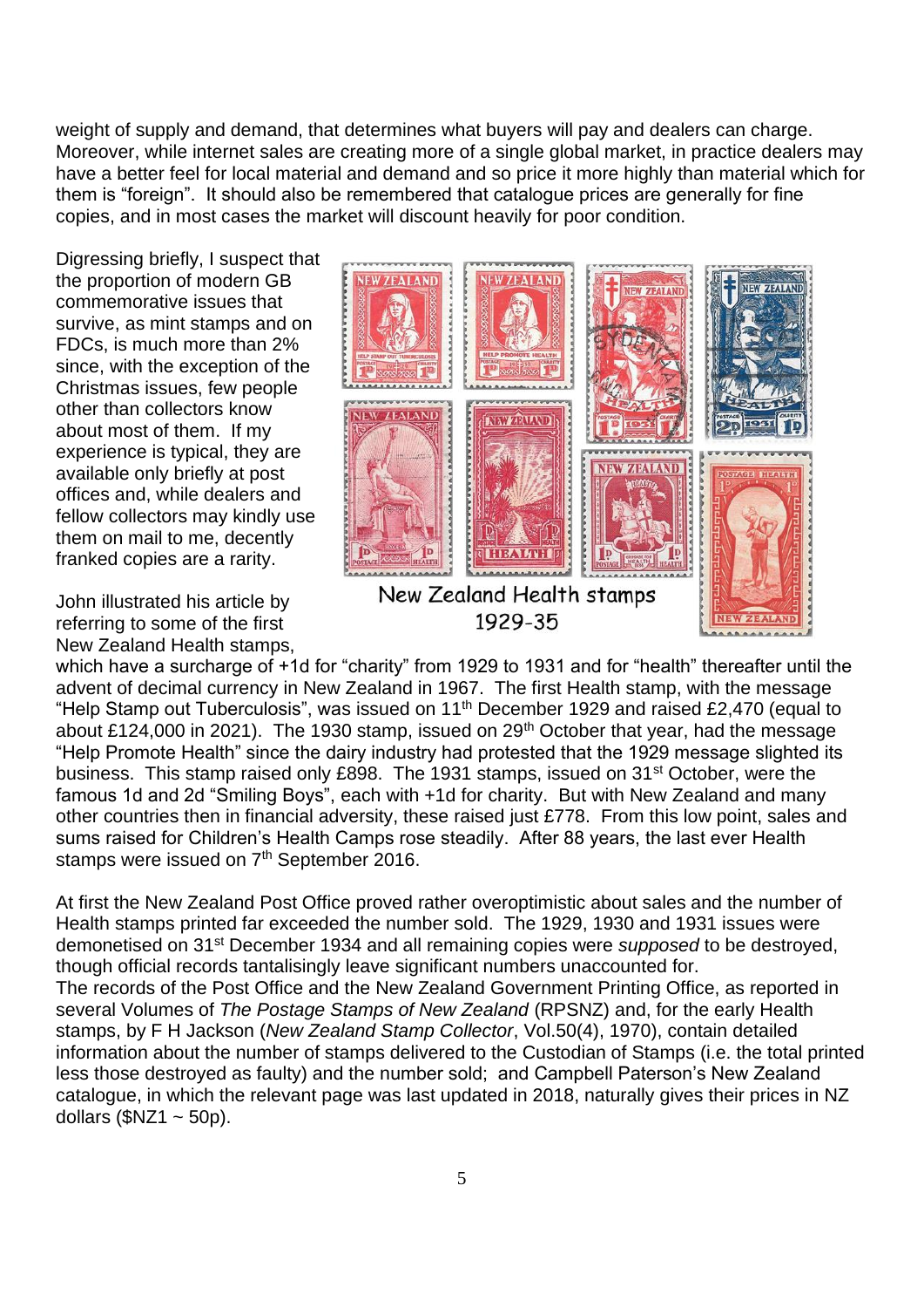weight of supply and demand, that determines what buyers will pay and dealers can charge. Moreover, while internet sales are creating more of a single global market, in practice dealers may have a better feel for local material and demand and so price it more highly than material which for them is "foreign". It should also be remembered that catalogue prices are generally for fine copies, and in most cases the market will discount heavily for poor condition.

Digressing briefly, I suspect that the proportion of modern GB commemorative issues that survive, as mint stamps and on FDCs, is much more than 2% since, with the exception of the Christmas issues, few people other than collectors know about most of them. If my experience is typical, they are available only briefly at post offices and, while dealers and fellow collectors may kindly use them on mail to me, decently franked copies are a rarity.

New Zealand Health stamps 1929-35

John illustrated his article by referring to some of the first New Zealand Health stamps, which have a surcharge of +1d for "charity" from 1929 to 1931 and for "health" thereafter until the advent of decimal currency in New Zealand in 1967. The first Health stamp, with the message "Help Stamp out Tuberculosis", was issued on 11th December 1929 and raised £2,470 (equal to about £124,000 in 2021). The 1930 stamp, issued on 29th October that year, had the message "Help Promote Health" since the dairy industry had protested that the 1929 message slighted its business. This stamp raised only £898. The 1931 stamps, issued on 31st October, were the famous 1d and 2d "Smiling Boys", each with +1d for charity. But with New Zealand and many other countries then in financial adversity, these raised just £778. From this low point, sales and sums raised for Children's Health Camps rose steadily. After 88 years, the last ever Health stamps were issued on 7th September 2016.

At first the New Zealand Post Office proved rather overoptimistic about sales and the number of Health stamps printed far exceeded the number sold. The 1929, 1930 and 1931 issues were demonetised on 31st December 1934 and all remaining copies were *supposed* to be destroyed, though official records tantalisingly leave significant numbers unaccounted for.
The records of the Post Office and the New Zealand Government Printing Office, as reported in several Volumes of *The Postage Stamps of New Zealand* (RPSNZ) and, for the early Health stamps, by F H Jackson (*New Zealand Stamp Collector*, Vol.50(4), 1970), contain detailed information about the number of stamps delivered to the Custodian of Stamps (i.e. the total printed less those destroyed as faulty) and the number sold; and Campbell Paterson's New Zealand catalogue, in which the relevant page was last updated in 2018, naturally gives their prices in NZ dollars ($NZ1 ~ 50p).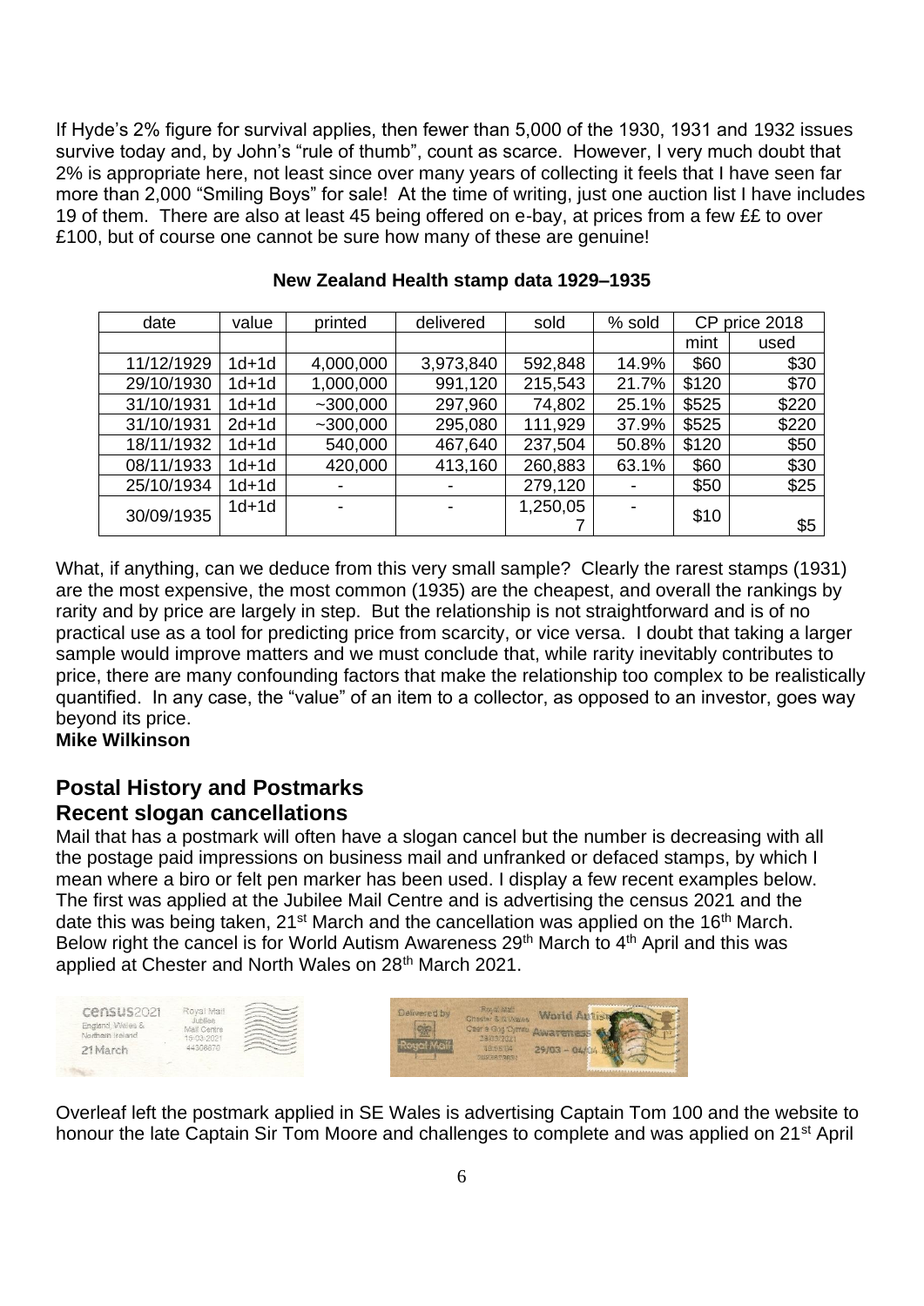If Hyde's 2% figure for survival applies, then fewer than 5,000 of the 1930, 1931 and 1932 issues survive today and, by John's "rule of thumb", count as scarce. However, I very much doubt that 2% is appropriate here, not least since over many years of collecting it feels that I have seen far more than 2,000 "Smiling Boys" for sale! At the time of writing, just one auction list I have includes 19 of them. There are also at least 45 being offered on e-bay, at prices from a few ££ to over £100, but of course one cannot be sure how many of these are genuine!

**New Zealand Health stamp data 1929–1935**

| date | value | printed | delivered | sold | % sold | CP price 2018 | |
|---|---|---|---|---|---|---|---|
| | | | | | | mint | used |
| 11/12/1929 | 1d+1d | 4,000,000 | 3,973,840 | 592,848 | 14.9% | $60 | $30 |
| 29/10/1930 | 1d+1d | 1,000,000 | 991,120 | 215,543 | 21.7% | $120 | $70 |
| 31/10/1931 | 1d+1d | ~300,000 | 297,960 | 74,802 | 25.1% | $525 | $220 |
| 31/10/1931 | 2d+1d | ~300,000 | 295,080 | 111,929 | 37.9% | $525 | $220 |
| 18/11/1932 | 1d+1d | 540,000 | 467,640 | 237,504 | 50.8% | $120 | $50 |
| 08/11/1933 | 1d+1d | 420,000 | 413,160 | 260,883 | 63.1% | $60 | $30 |
| 25/10/1934 | 1d+1d | - | - | 279,120 | - | $50 | $25 |
| 30/09/1935 | 1d+1d | - | - | 1,250,057 | - | $10 | $5 |

What, if anything, can we deduce from this very small sample? Clearly the rarest stamps (1931) are the most expensive, the most common (1935) are the cheapest, and overall the rankings by rarity and by price are largely in step. But the relationship is not straightforward and is of no practical use as a tool for predicting price from scarcity, or vice versa. I doubt that taking a larger sample would improve matters and we must conclude that, while rarity inevitably contributes to price, there are many confounding factors that make the relationship too complex to be realistically quantified. In any case, the "value" of an item to a collector, as opposed to an investor, goes way beyond its price.

**Mike Wilkinson**

## Postal History and Postmarks

## Recent slogan cancellations

Mail that has a postmark will often have a slogan cancel but the number is decreasing with all the postage paid impressions on business mail and unfranked or defaced stamps, by which I mean where a biro or felt pen marker has been used. I display a few recent examples below. The first was applied at the Jubilee Mail Centre and is advertising the census 2021 and the date this was being taken, 21st March and the cancellation was applied on the 16th March. Below right the cancel is for World Autism Awareness 29th March to 4th April and this was applied at Chester and North Wales on 28th March 2021.

Overleaf left the postmark applied in SE Wales is advertising Captain Tom 100 and the website to honour the late Captain Sir Tom Moore and challenges to complete and was applied on 21st April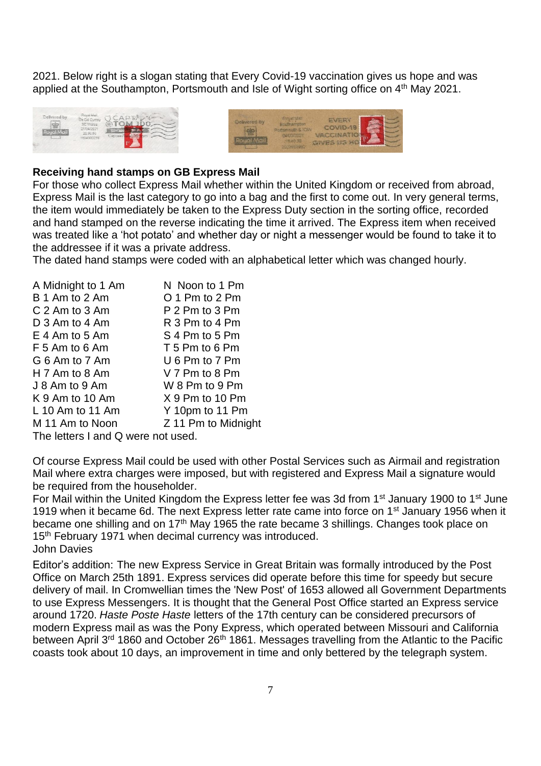2021. Below right is a slogan stating that Every Covid-19 vaccination gives us hope and was applied at the Southampton, Portsmouth and Isle of Wight sorting office on 4th May 2021.

**Receiving hand stamps on GB Express Mail**

For those who collect Express Mail whether within the United Kingdom or received from abroad, Express Mail is the last category to go into a bag and the first to come out. In very general terms, the item would immediately be taken to the Express Duty section in the sorting office, recorded and hand stamped on the reverse indicating the time it arrived. The Express item when received was treated like a 'hot potato' and whether day or night a messenger would be found to take it to the addressee if it was a private address.

The dated hand stamps were coded with an alphabetical letter which was changed hourly.

| | |
|---|---|
| A Midnight to 1 Am | N Noon to 1 Pm |
| B 1 Am to 2 Am | O 1 Pm to 2 Pm |
| C 2 Am to 3 Am | P 2 Pm to 3 Pm |
| D 3 Am to 4 Am | R 3 Pm to 4 Pm |
| E 4 Am to 5 Am | S 4 Pm to 5 Pm |
| F 5 Am to 6 Am | T 5 Pm to 6 Pm |
| G 6 Am to 7 Am | U 6 Pm to 7 Pm |
| H 7 Am to 8 Am | V 7 Pm to 8 Pm |
| J 8 Am to 9 Am | W 8 Pm to 9 Pm |
| K 9 Am to 10 Am | X 9 Pm to 10 Pm |
| L 10 Am to 11 Am | Y 10pm to 11 Pm |
| M 11 Am to Noon | Z 11 Pm to Midnight |

The letters I and Q were not used.

Of course Express Mail could be used with other Postal Services such as Airmail and registration Mail where extra charges were imposed, but with registered and Express Mail a signature would be required from the householder.

For Mail within the United Kingdom the Express letter fee was 3d from 1st January 1900 to 1st June 1919 when it became 6d. The next Express letter rate came into force on 1st January 1956 when it became one shilling and on 17th May 1965 the rate became 3 shillings. Changes took place on 15th February 1971 when decimal currency was introduced.

John Davies

Editor's addition: The new Express Service in Great Britain was formally introduced by the Post Office on March 25th 1891. Express services did operate before this time for speedy but secure delivery of mail. In Cromwellian times the 'New Post' of 1653 allowed all Government Departments to use Express Messengers. It is thought that the General Post Office started an Express service around 1720. *Haste Poste Haste* letters of the 17th century can be considered precursors of modern Express mail as was the Pony Express, which operated between Missouri and California between April 3rd 1860 and October 26th 1861. Messages travelling from the Atlantic to the Pacific coasts took about 10 days, an improvement in time and only bettered by the telegraph system.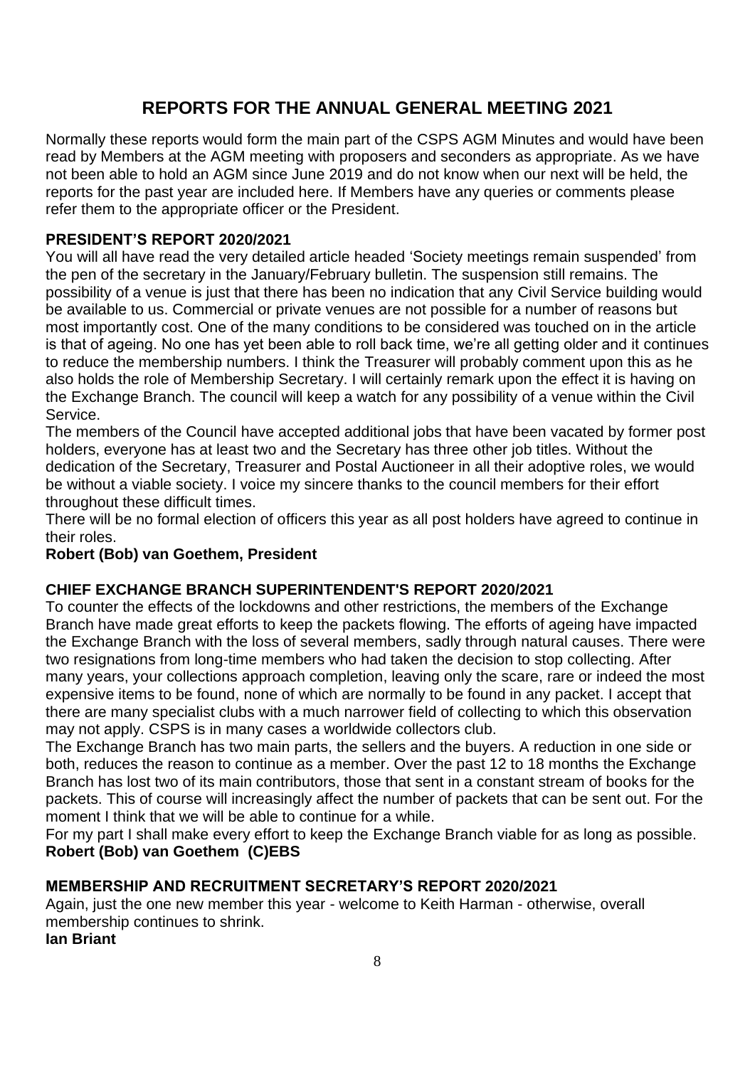# REPORTS FOR THE ANNUAL GENERAL MEETING 2021

Normally these reports would form the main part of the CSPS AGM Minutes and would have been read by Members at the AGM meeting with proposers and seconders as appropriate. As we have not been able to hold an AGM since June 2019 and do not know when our next will be held, the reports for the past year are included here. If Members have any queries or comments please refer them to the appropriate officer or the President.

## PRESIDENT'S REPORT 2020/2021

You will all have read the very detailed article headed 'Society meetings remain suspended' from the pen of the secretary in the January/February bulletin. The suspension still remains. The possibility of a venue is just that there has been no indication that any Civil Service building would be available to us. Commercial or private venues are not possible for a number of reasons but most importantly cost. One of the many conditions to be considered was touched on in the article is that of ageing. No one has yet been able to roll back time, we're all getting older and it continues to reduce the membership numbers. I think the Treasurer will probably comment upon this as he also holds the role of Membership Secretary. I will certainly remark upon the effect it is having on the Exchange Branch. The council will keep a watch for any possibility of a venue within the Civil Service.

The members of the Council have accepted additional jobs that have been vacated by former post holders, everyone has at least two and the Secretary has three other job titles. Without the dedication of the Secretary, Treasurer and Postal Auctioneer in all their adoptive roles, we would be without a viable society. I voice my sincere thanks to the council members for their effort throughout these difficult times.

There will be no formal election of officers this year as all post holders have agreed to continue in their roles.

**Robert (Bob) van Goethem, President**

## CHIEF EXCHANGE BRANCH SUPERINTENDENT'S REPORT 2020/2021

To counter the effects of the lockdowns and other restrictions, the members of the Exchange Branch have made great efforts to keep the packets flowing. The efforts of ageing have impacted the Exchange Branch with the loss of several members, sadly through natural causes. There were two resignations from long-time members who had taken the decision to stop collecting. After many years, your collections approach completion, leaving only the scare, rare or indeed the most expensive items to be found, none of which are normally to be found in any packet. I accept that there are many specialist clubs with a much narrower field of collecting to which this observation may not apply. CSPS is in many cases a worldwide collectors club.

The Exchange Branch has two main parts, the sellers and the buyers. A reduction in one side or both, reduces the reason to continue as a member. Over the past 12 to 18 months the Exchange Branch has lost two of its main contributors, those that sent in a constant stream of books for the packets. This of course will increasingly affect the number of packets that can be sent out. For the moment I think that we will be able to continue for a while.

For my part I shall make every effort to keep the Exchange Branch viable for as long as possible.

**Robert (Bob) van Goethem (C)EBS**

## MEMBERSHIP AND RECRUITMENT SECRETARY'S REPORT 2020/2021

Again, just the one new member this year - welcome to Keith Harman - otherwise, overall membership continues to shrink.

**Ian Briant**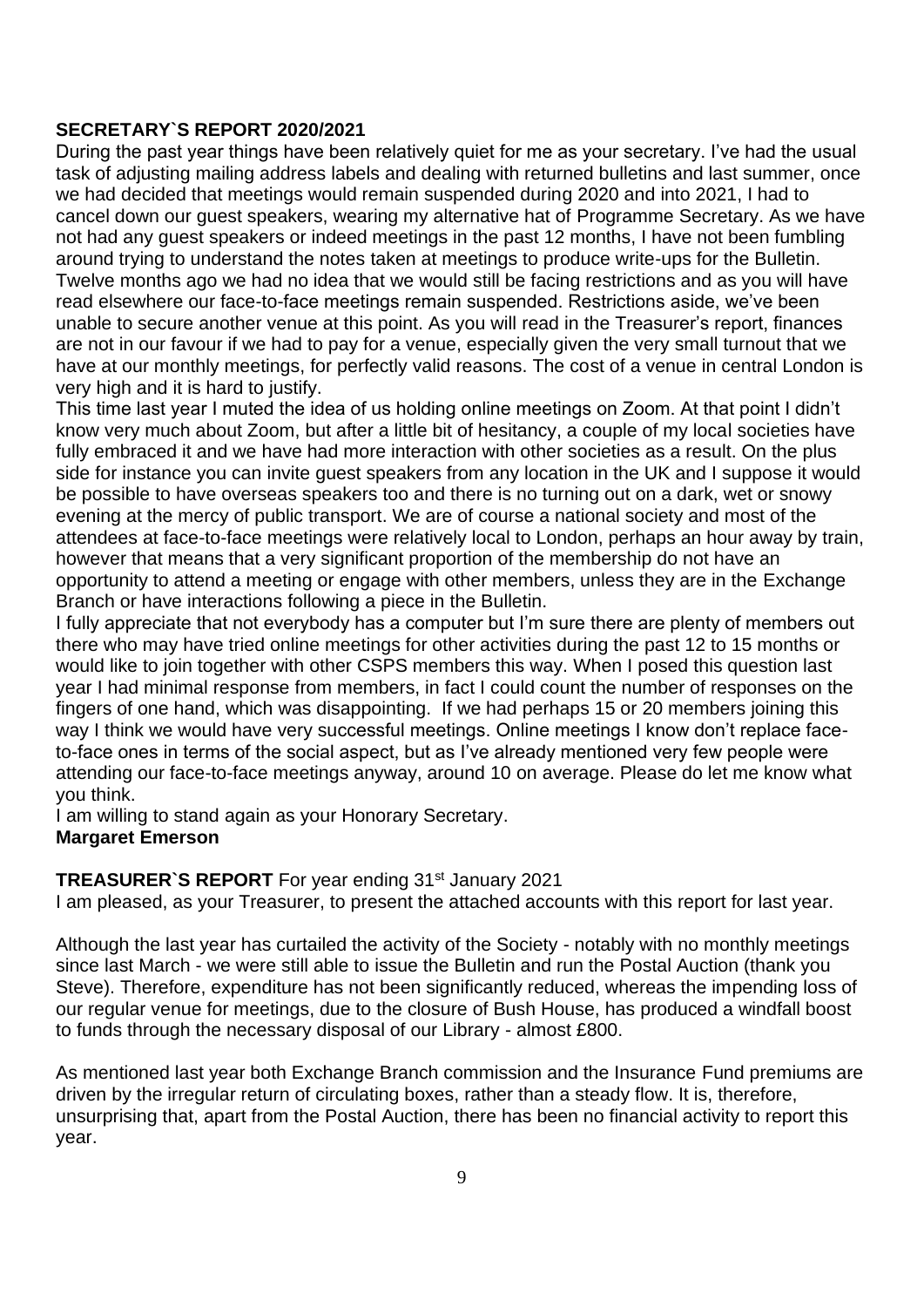**SECRETARY`S REPORT 2020/2021**

During the past year things have been relatively quiet for me as your secretary. I've had the usual task of adjusting mailing address labels and dealing with returned bulletins and last summer, once we had decided that meetings would remain suspended during 2020 and into 2021, I had to cancel down our guest speakers, wearing my alternative hat of Programme Secretary. As we have not had any guest speakers or indeed meetings in the past 12 months, I have not been fumbling around trying to understand the notes taken at meetings to produce write-ups for the Bulletin. Twelve months ago we had no idea that we would still be facing restrictions and as you will have read elsewhere our face-to-face meetings remain suspended. Restrictions aside, we've been unable to secure another venue at this point. As you will read in the Treasurer's report, finances are not in our favour if we had to pay for a venue, especially given the very small turnout that we have at our monthly meetings, for perfectly valid reasons. The cost of a venue in central London is very high and it is hard to justify.

This time last year I muted the idea of us holding online meetings on Zoom. At that point I didn't know very much about Zoom, but after a little bit of hesitancy, a couple of my local societies have fully embraced it and we have had more interaction with other societies as a result. On the plus side for instance you can invite guest speakers from any location in the UK and I suppose it would be possible to have overseas speakers too and there is no turning out on a dark, wet or snowy evening at the mercy of public transport. We are of course a national society and most of the attendees at face-to-face meetings were relatively local to London, perhaps an hour away by train, however that means that a very significant proportion of the membership do not have an opportunity to attend a meeting or engage with other members, unless they are in the Exchange Branch or have interactions following a piece in the Bulletin.

I fully appreciate that not everybody has a computer but I'm sure there are plenty of members out there who may have tried online meetings for other activities during the past 12 to 15 months or would like to join together with other CSPS members this way. When I posed this question last year I had minimal response from members, in fact I could count the number of responses on the fingers of one hand, which was disappointing. If we had perhaps 15 or 20 members joining this way I think we would have very successful meetings. Online meetings I know don't replace face-to-face ones in terms of the social aspect, but as I've already mentioned very few people were attending our face-to-face meetings anyway, around 10 on average. Please do let me know what you think.

I am willing to stand again as your Honorary Secretary.

**Margaret Emerson**

**TREASURER`S REPORT** For year ending 31st January 2021

I am pleased, as your Treasurer, to present the attached accounts with this report for last year.

Although the last year has curtailed the activity of the Society - notably with no monthly meetings since last March - we were still able to issue the Bulletin and run the Postal Auction (thank you Steve). Therefore, expenditure has not been significantly reduced, whereas the impending loss of our regular venue for meetings, due to the closure of Bush House, has produced a windfall boost to funds through the necessary disposal of our Library - almost £800.

As mentioned last year both Exchange Branch commission and the Insurance Fund premiums are driven by the irregular return of circulating boxes, rather than a steady flow. It is, therefore, unsurprising that, apart from the Postal Auction, there has been no financial activity to report this year.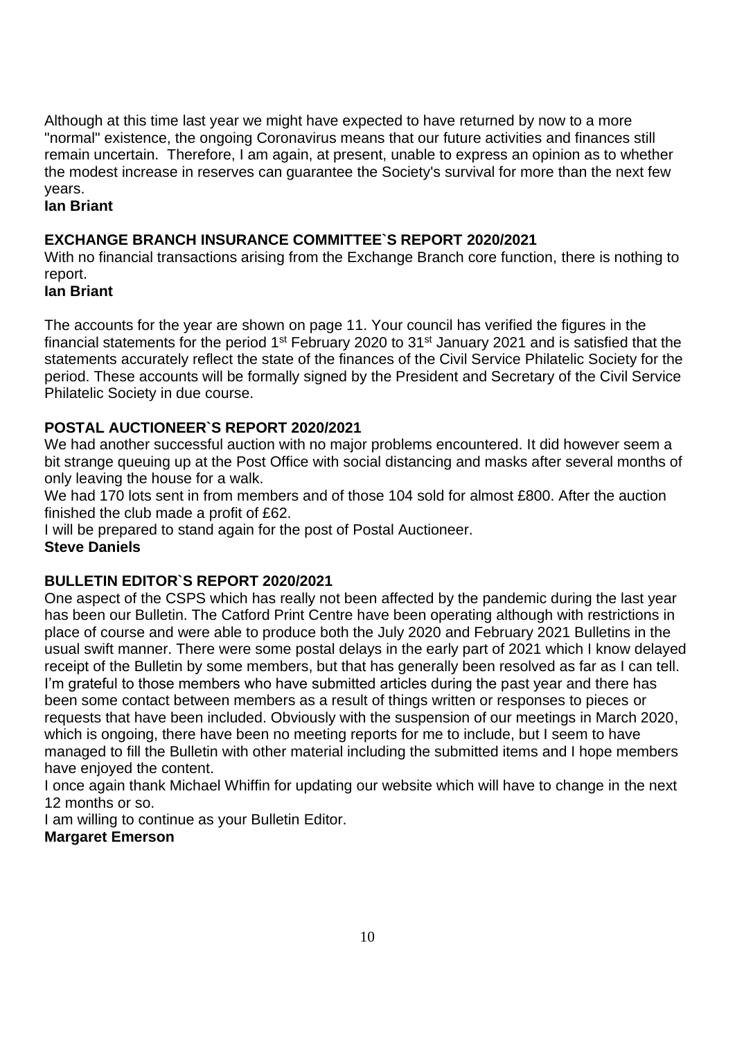Although at this time last year we might have expected to have returned by now to a more "normal" existence, the ongoing Coronavirus means that our future activities and finances still remain uncertain. Therefore, I am again, at present, unable to express an opinion as to whether the modest increase in reserves can guarantee the Society's survival for more than the next few years.

**Ian Briant**

## EXCHANGE BRANCH INSURANCE COMMITTEE`S REPORT 2020/2021

With no financial transactions arising from the Exchange Branch core function, there is nothing to report.

**Ian Briant**

The accounts for the year are shown on page 11. Your council has verified the figures in the financial statements for the period 1st February 2020 to 31st January 2021 and is satisfied that the statements accurately reflect the state of the finances of the Civil Service Philatelic Society for the period. These accounts will be formally signed by the President and Secretary of the Civil Service Philatelic Society in due course.

## POSTAL AUCTIONEER`S REPORT 2020/2021

We had another successful auction with no major problems encountered. It did however seem a bit strange queuing up at the Post Office with social distancing and masks after several months of only leaving the house for a walk.

We had 170 lots sent in from members and of those 104 sold for almost £800. After the auction finished the club made a profit of £62.

I will be prepared to stand again for the post of Postal Auctioneer.

**Steve Daniels**

## BULLETIN EDITOR`S REPORT 2020/2021

One aspect of the CSPS which has really not been affected by the pandemic during the last year has been our Bulletin. The Catford Print Centre have been operating although with restrictions in place of course and were able to produce both the July 2020 and February 2021 Bulletins in the usual swift manner. There were some postal delays in the early part of 2021 which I know delayed receipt of the Bulletin by some members, but that has generally been resolved as far as I can tell. I'm grateful to those members who have submitted articles during the past year and there has been some contact between members as a result of things written or responses to pieces or requests that have been included. Obviously with the suspension of our meetings in March 2020, which is ongoing, there have been no meeting reports for me to include, but I seem to have managed to fill the Bulletin with other material including the submitted items and I hope members have enjoyed the content.

I once again thank Michael Whiffin for updating our website which will have to change in the next 12 months or so.

I am willing to continue as your Bulletin Editor.

**Margaret Emerson**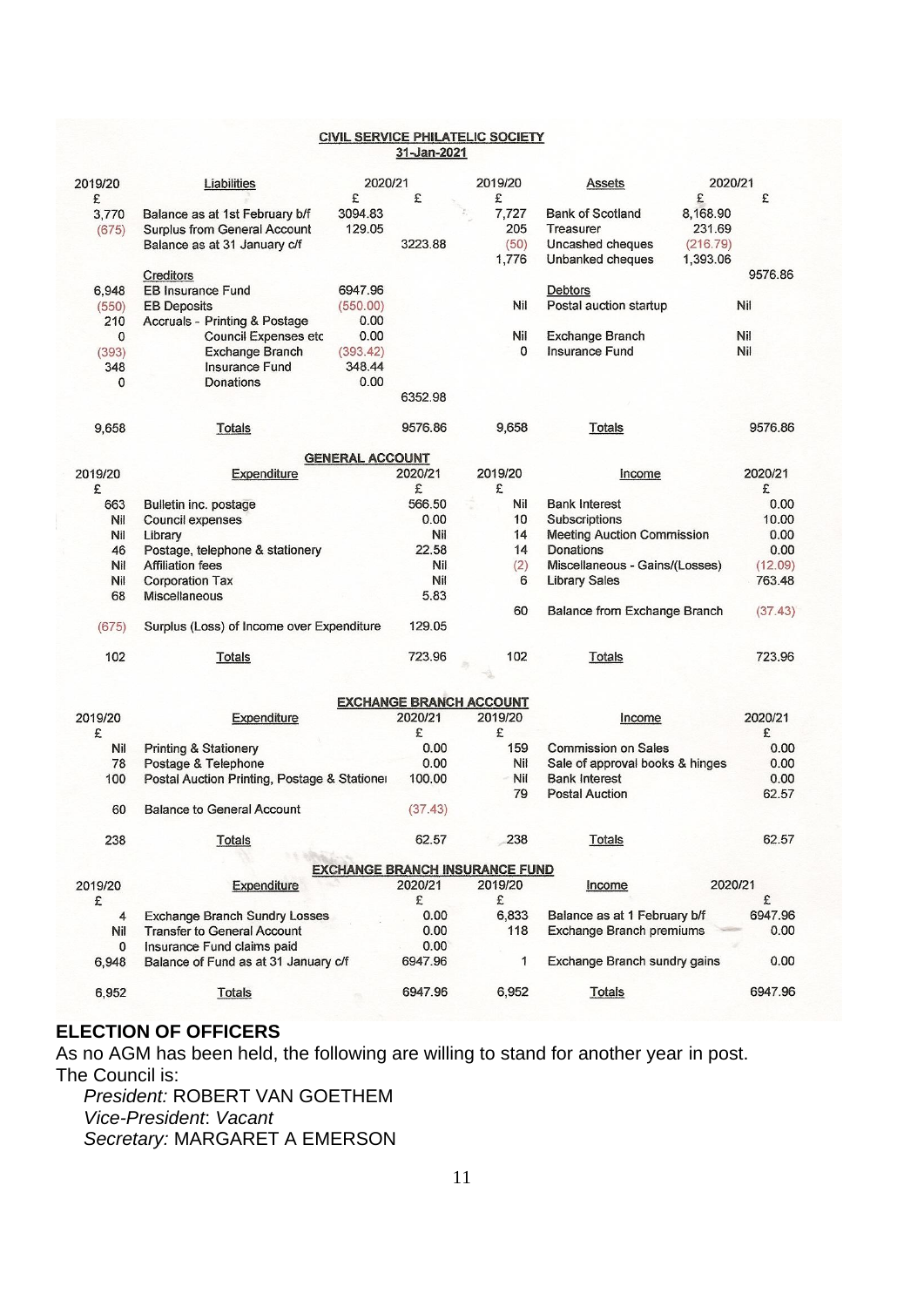**CIVIL SERVICE PHILATELIC SOCIETY**

**31-Jan-2021**

| 2019/20 | Liabilities | 2020/21 | | 2019/20 | Assets | 2020/21 | |
|---|---|---|---|---|---|---|---|
| £ | | £ | £ | £ | | £ | £ |
| 3,770 | Balance as at 1st February b/f | 3094.83 | | 7,727 | Bank of Scotland | 8,168.90 | |
| (675) | Surplus from General Account | 129.05 | | 205 | Treasurer | 231.69 | |
| | Balance as at 31 January c/f | | 3223.88 | (50) | Uncashed cheques | (216.79) | |
| | | | | 1,776 | Unbanked cheques | 1,393.06 | |
| | Creditors | | | | | | 9576.86 |
| 6,948 | EB Insurance Fund | 6947.96 | | | Debtors | | |
| (550) | EB Deposits | (550.00) | | Nil | Postal auction startup | | Nil |
| 210 | Accruals - Printing & Postage | 0.00 | | | | | |
| 0 | Council Expenses etc | 0.00 | | Nil | Exchange Branch | | Nil |
| (393) | Exchange Branch | (393.42) | | 0 | Insurance Fund | | Nil |
| 348 | Insurance Fund | 348.44 | | | | | |
| 0 | Donations | 0.00 | | | | | |
| | | | 6352.98 | | | | |
| 9,658 | Totals | | 9576.86 | 9,658 | Totals | | 9576.86 |

**GENERAL ACCOUNT**

| 2019/20 | Expenditure | 2020/21 | 2019/20 | Income | 2020/21 |
|---|---|---|---|---|---|
| £ | | £ | £ | | £ |
| 663 | Bulletin inc. postage | 566.50 | Nil | Bank Interest | 0.00 |
| Nil | Council expenses | 0.00 | 10 | Subscriptions | 10.00 |
| Nil | Library | Nil | 14 | Meeting Auction Commission | 0.00 |
| 46 | Postage, telephone & stationery | 22.58 | 14 | Donations | 0.00 |
| Nil | Affiliation fees | Nil | (2) | Miscellaneous - Gains/(Losses) | (12.09) |
| Nil | Corporation Tax | Nil | 6 | Library Sales | 763.48 |
| 68 | Miscellaneous | 5.83 | | | |
| | | | 60 | Balance from Exchange Branch | (37.43) |
| (675) | Surplus (Loss) of Income over Expenditure | 129.05 | | | |
| 102 | Totals | 723.96 | 102 | Totals | 723.96 |

**EXCHANGE BRANCH ACCOUNT**

| 2019/20 | Expenditure | 2020/21 | 2019/20 | Income | 2020/21 |
|---|---|---|---|---|---|
| £ | | £ | £ | | £ |
| Nil | Printing & Stationery | 0.00 | 159 | Commission on Sales | 0.00 |
| 78 | Postage & Telephone | 0.00 | Nil | Sale of approval books & hinges | 0.00 |
| 100 | Postal Auction Printing, Postage & Stationei | 100.00 | Nil | Bank Interest | 0.00 |
| | | | 79 | Postal Auction | 62.57 |
| 60 | Balance to General Account | (37.43) | | | |
| 238 | Totals | 62.57 | 238 | Totals | 62.57 |

**EXCHANGE BRANCH INSURANCE FUND**

| 2019/20 | Expenditure | 2020/21 | 2019/20 | Income | 2020/21 |
|---|---|---|---|---|---|
| £ | | £ | £ | | £ |
| 4 | Exchange Branch Sundry Losses | 0.00 | 6,833 | Balance as at 1 February b/f | 6947.96 |
| Nil | Transfer to General Account | 0.00 | 118 | Exchange Branch premiums | 0.00 |
| 0 | Insurance Fund claims paid | 0.00 | | | |
| 6,948 | Balance of Fund as at 31 January c/f | 6947.96 | 1 | Exchange Branch sundry gains | 0.00 |
| 6,952 | Totals | 6947.96 | 6,952 | Totals | 6947.96 |

## ELECTION OF OFFICERS

As no AGM has been held, the following are willing to stand for another year in post. The Council is:

*President:* ROBERT VAN GOETHEM
*Vice-President*: *Vacant*
*Secretary:* MARGARET A EMERSON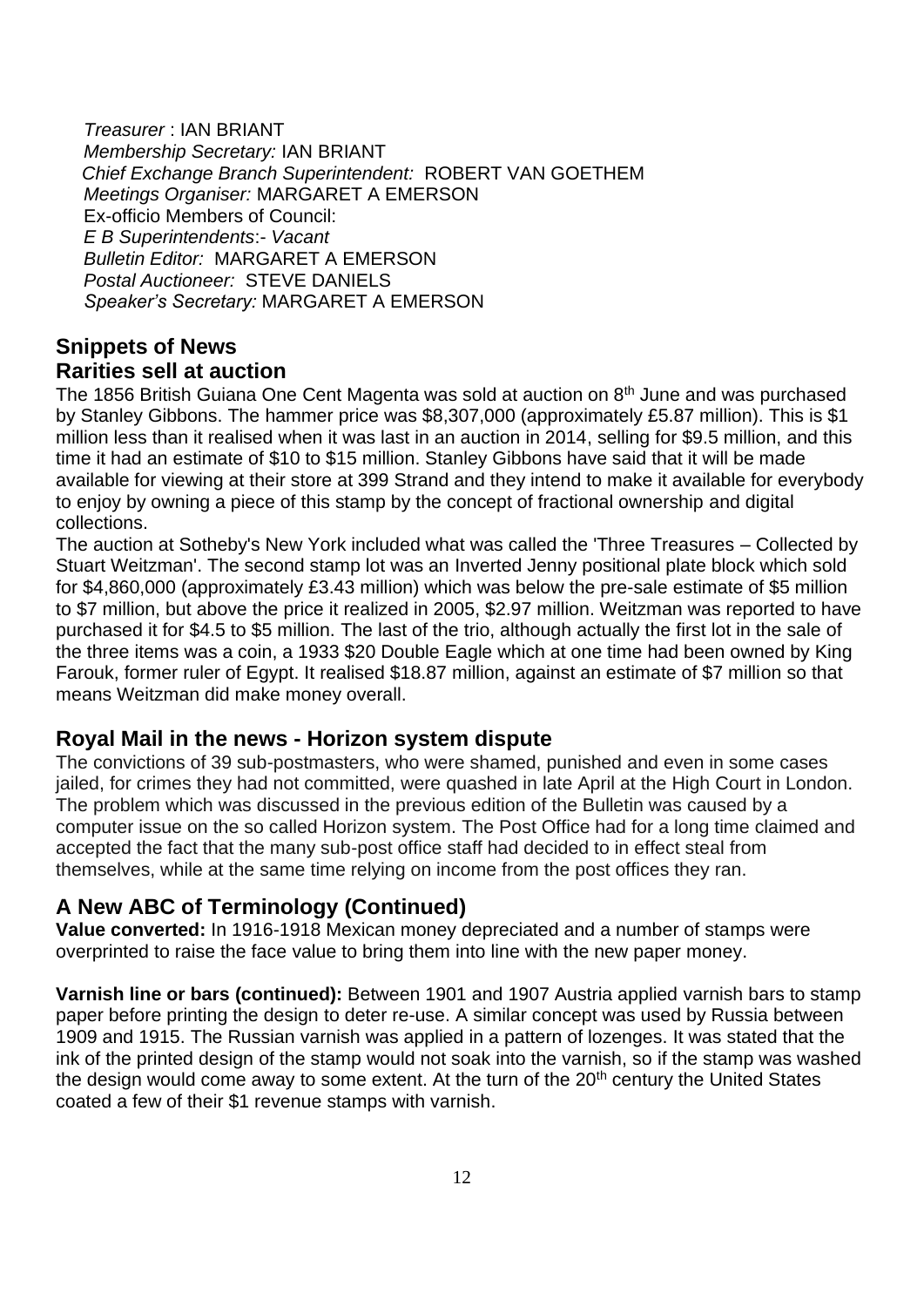*Treasurer* : IAN BRIANT
*Membership Secretary:* IAN BRIANT
*Chief Exchange Branch Superintendent:* ROBERT VAN GOETHEM
*Meetings Organiser:* MARGARET A EMERSON
Ex-officio Members of Council:
*E B Superintendents*:- *Vacant*
*Bulletin Editor:* MARGARET A EMERSON
*Postal Auctioneer:* STEVE DANIELS
*Speaker's Secretary:* MARGARET A EMERSON

## Snippets of News

### Rarities sell at auction

The 1856 British Guiana One Cent Magenta was sold at auction on 8th June and was purchased by Stanley Gibbons. The hammer price was $8,307,000 (approximately £5.87 million). This is $1 million less than it realised when it was last in an auction in 2014, selling for $9.5 million, and this time it had an estimate of $10 to $15 million. Stanley Gibbons have said that it will be made available for viewing at their store at 399 Strand and they intend to make it available for everybody to enjoy by owning a piece of this stamp by the concept of fractional ownership and digital collections.

The auction at Sotheby's New York included what was called the 'Three Treasures – Collected by Stuart Weitzman'. The second stamp lot was an Inverted Jenny positional plate block which sold for $4,860,000 (approximately £3.43 million) which was below the pre-sale estimate of $5 million to $7 million, but above the price it realized in 2005, $2.97 million. Weitzman was reported to have purchased it for $4.5 to $5 million. The last of the trio, although actually the first lot in the sale of the three items was a coin, a 1933 $20 Double Eagle which at one time had been owned by King Farouk, former ruler of Egypt. It realised $18.87 million, against an estimate of $7 million so that means Weitzman did make money overall.

## Royal Mail in the news - Horizon system dispute

The convictions of 39 sub-postmasters, who were shamed, punished and even in some cases jailed, for crimes they had not committed, were quashed in late April at the High Court in London. The problem which was discussed in the previous edition of the Bulletin was caused by a computer issue on the so called Horizon system. The Post Office had for a long time claimed and accepted the fact that the many sub-post office staff had decided to in effect steal from themselves, while at the same time relying on income from the post offices they ran.

## A New ABC of Terminology (Continued)

**Value converted:** In 1916-1918 Mexican money depreciated and a number of stamps were overprinted to raise the face value to bring them into line with the new paper money.

**Varnish line or bars (continued):** Between 1901 and 1907 Austria applied varnish bars to stamp paper before printing the design to deter re-use. A similar concept was used by Russia between 1909 and 1915. The Russian varnish was applied in a pattern of lozenges. It was stated that the ink of the printed design of the stamp would not soak into the varnish, so if the stamp was washed the design would come away to some extent. At the turn of the 20th century the United States coated a few of their $1 revenue stamps with varnish.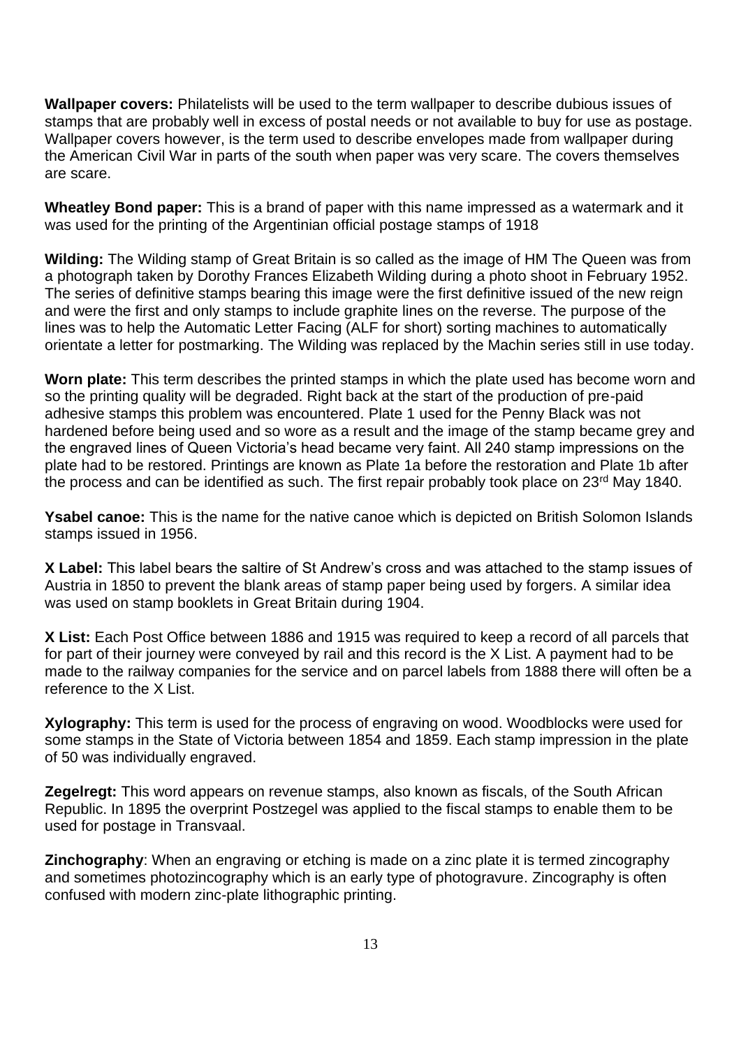**Wallpaper covers:** Philatelists will be used to the term wallpaper to describe dubious issues of stamps that are probably well in excess of postal needs or not available to buy for use as postage. Wallpaper covers however, is the term used to describe envelopes made from wallpaper during the American Civil War in parts of the south when paper was very scare. The covers themselves are scare.

**Wheatley Bond paper:** This is a brand of paper with this name impressed as a watermark and it was used for the printing of the Argentinian official postage stamps of 1918

**Wilding:** The Wilding stamp of Great Britain is so called as the image of HM The Queen was from a photograph taken by Dorothy Frances Elizabeth Wilding during a photo shoot in February 1952. The series of definitive stamps bearing this image were the first definitive issued of the new reign and were the first and only stamps to include graphite lines on the reverse. The purpose of the lines was to help the Automatic Letter Facing (ALF for short) sorting machines to automatically orientate a letter for postmarking. The Wilding was replaced by the Machin series still in use today.

**Worn plate:** This term describes the printed stamps in which the plate used has become worn and so the printing quality will be degraded. Right back at the start of the production of pre-paid adhesive stamps this problem was encountered. Plate 1 used for the Penny Black was not hardened before being used and so wore as a result and the image of the stamp became grey and the engraved lines of Queen Victoria's head became very faint. All 240 stamp impressions on the plate had to be restored. Printings are known as Plate 1a before the restoration and Plate 1b after the process and can be identified as such. The first repair probably took place on 23rd May 1840.

**Ysabel canoe:** This is the name for the native canoe which is depicted on British Solomon Islands stamps issued in 1956.

**X Label:** This label bears the saltire of St Andrew's cross and was attached to the stamp issues of Austria in 1850 to prevent the blank areas of stamp paper being used by forgers. A similar idea was used on stamp booklets in Great Britain during 1904.

**X List:** Each Post Office between 1886 and 1915 was required to keep a record of all parcels that for part of their journey were conveyed by rail and this record is the X List. A payment had to be made to the railway companies for the service and on parcel labels from 1888 there will often be a reference to the X List.

**Xylography:** This term is used for the process of engraving on wood. Woodblocks were used for some stamps in the State of Victoria between 1854 and 1859. Each stamp impression in the plate of 50 was individually engraved.

**Zegelregt:** This word appears on revenue stamps, also known as fiscals, of the South African Republic. In 1895 the overprint Postzegel was applied to the fiscal stamps to enable them to be used for postage in Transvaal.

**Zinchography**: When an engraving or etching is made on a zinc plate it is termed zincography and sometimes photozincography which is an early type of photogravure. Zincography is often confused with modern zinc-plate lithographic printing.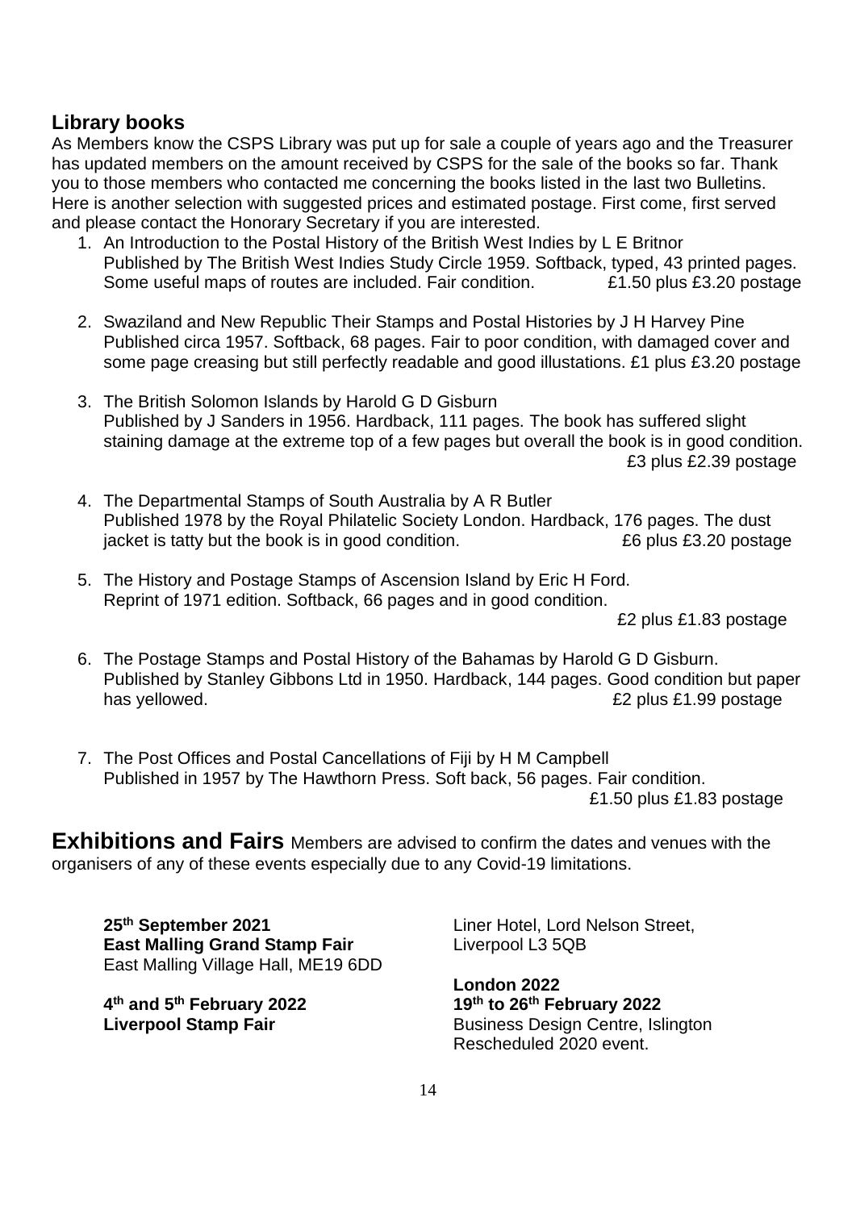## Library books

As Members know the CSPS Library was put up for sale a couple of years ago and the Treasurer has updated members on the amount received by CSPS for the sale of the books so far. Thank you to those members who contacted me concerning the books listed in the last two Bulletins. Here is another selection with suggested prices and estimated postage. First come, first served and please contact the Honorary Secretary if you are interested.

1. An Introduction to the Postal History of the British West Indies by L E Britnor
   Published by The British West Indies Study Circle 1959. Softback, typed, 43 printed pages. Some useful maps of routes are included. Fair condition. £1.50 plus £3.20 postage

2. Swaziland and New Republic Their Stamps and Postal Histories by J H Harvey Pine
   Published circa 1957. Softback, 68 pages. Fair to poor condition, with damaged cover and some page creasing but still perfectly readable and good illustations. £1 plus £3.20 postage

3. The British Solomon Islands by Harold G D Gisburn
   Published by J Sanders in 1956. Hardback, 111 pages. The book has suffered slight staining damage at the extreme top of a few pages but overall the book is in good condition. £3 plus £2.39 postage

4. The Departmental Stamps of South Australia by A R Butler
   Published 1978 by the Royal Philatelic Society London. Hardback, 176 pages. The dust jacket is tatty but the book is in good condition. £6 plus £3.20 postage

5. The History and Postage Stamps of Ascension Island by Eric H Ford.
   Reprint of 1971 edition. Softback, 66 pages and in good condition. £2 plus £1.83 postage

6. The Postage Stamps and Postal History of the Bahamas by Harold G D Gisburn.
   Published by Stanley Gibbons Ltd in 1950. Hardback, 144 pages. Good condition but paper has yellowed. £2 plus £1.99 postage

7. The Post Offices and Postal Cancellations of Fiji by H M Campbell
   Published in 1957 by The Hawthorn Press. Soft back, 56 pages. Fair condition. £1.50 plus £1.83 postage

## Exhibitions and Fairs

Members are advised to confirm the dates and venues with the organisers of any of these events especially due to any Covid-19 limitations.

**25th September 2021**
**East Malling Grand Stamp Fair**
East Malling Village Hall, ME19 6DD

**4th and 5th February 2022**
**Liverpool Stamp Fair**
Liner Hotel, Lord Nelson Street, Liverpool L3 5QB

**London 2022**
**19th to 26th February 2022**
Business Design Centre, Islington
Rescheduled 2020 event.